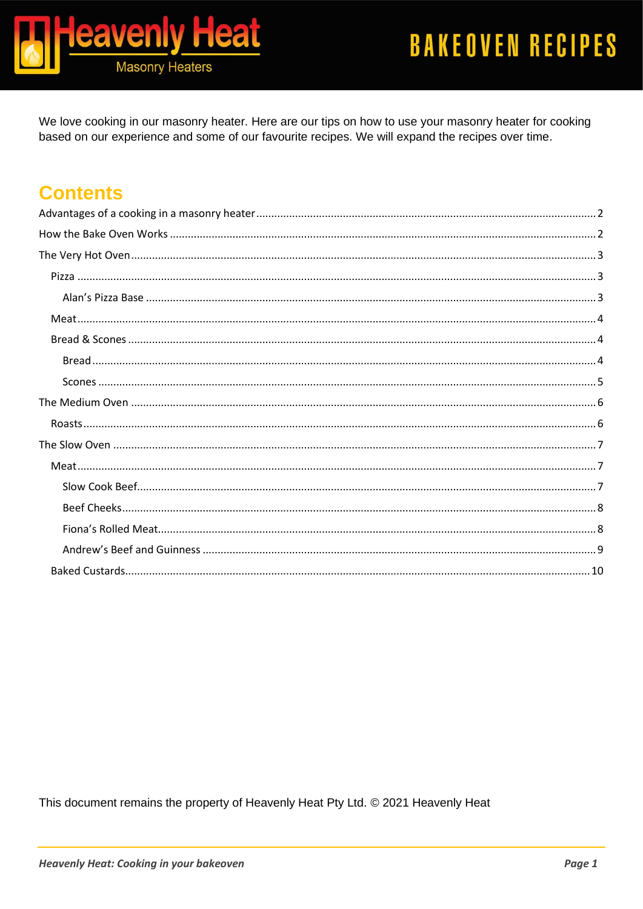# BAKEOVEN RECIPES

We love cooking in our masonry heater. Here are our tips on how to use your masonry heater for cooking based on our experience and some of our favourite recipes. We will expand the recipes over time.

## Contents

- Advantages of a cooking in a masonry heater ..... 2
- How the Bake Oven Works ..... 2
- The Very Hot Oven ..... 3
  - Pizza ..... 3
    - Alan's Pizza Base ..... 3
  - Meat ..... 4
  - Bread & Scones ..... 4
    - Bread ..... 4
    - Scones ..... 5
- The Medium Oven ..... 6
  - Roasts ..... 6
- The Slow Oven ..... 7
  - Meat ..... 7
    - Slow Cook Beef ..... 7
    - Beef Cheeks ..... 8
    - Fiona's Rolled Meat ..... 8
    - Andrew's Beef and Guinness ..... 9
  - Baked Custards ..... 10

This document remains the property of Heavenly Heat Pty Ltd. © 2021 Heavenly Heat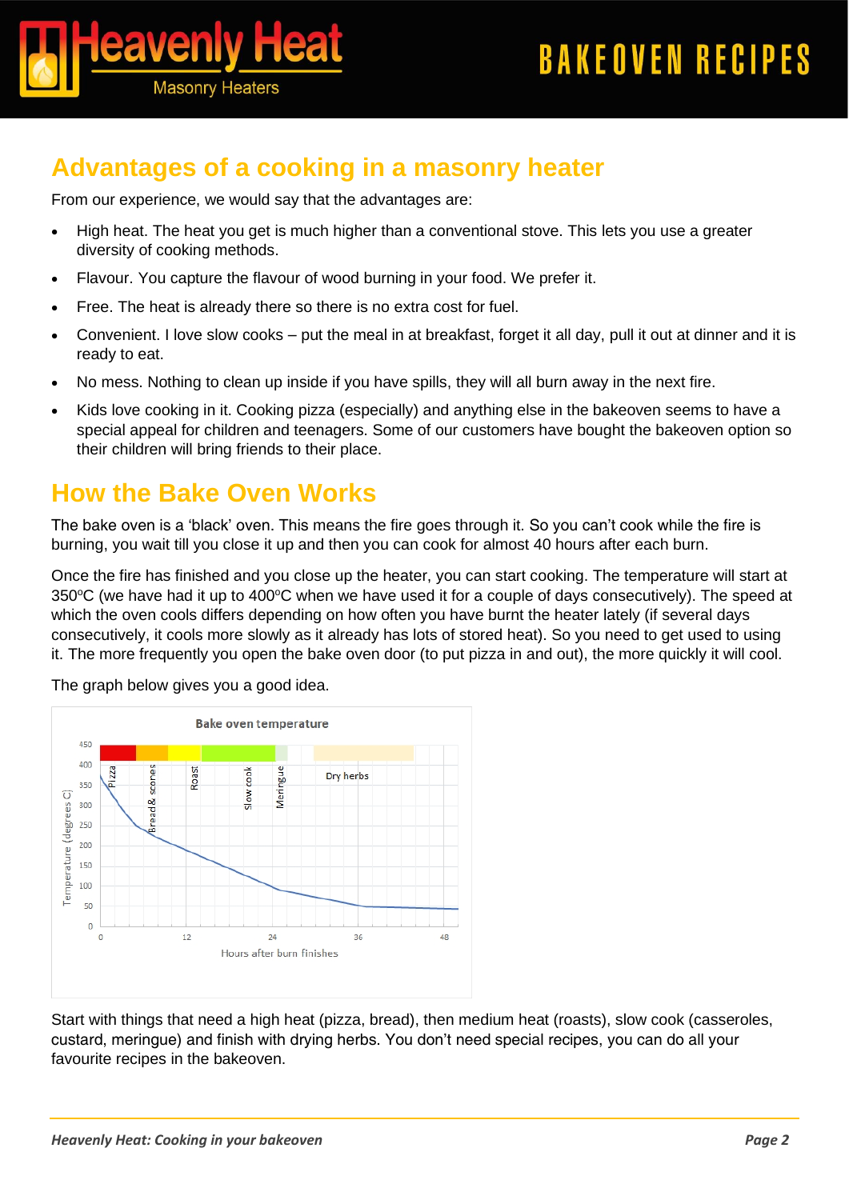## Advantages of a cooking in a masonry heater

From our experience, we would say that the advantages are:

- High heat. The heat you get is much higher than a conventional stove. This lets you use a greater diversity of cooking methods.
- Flavour. You capture the flavour of wood burning in your food. We prefer it.
- Free. The heat is already there so there is no extra cost for fuel.
- Convenient. I love slow cooks – put the meal in at breakfast, forget it all day, pull it out at dinner and it is ready to eat.
- No mess. Nothing to clean up inside if you have spills, they will all burn away in the next fire.
- Kids love cooking in it. Cooking pizza (especially) and anything else in the bakeoven seems to have a special appeal for children and teenagers. Some of our customers have bought the bakeoven option so their children will bring friends to their place.

## How the Bake Oven Works

The bake oven is a 'black' oven. This means the fire goes through it. So you can't cook while the fire is burning, you wait till you close it up and then you can cook for almost 40 hours after each burn.

Once the fire has finished and you close up the heater, you can start cooking. The temperature will start at 350°C (we have had it up to 400°C when we have used it for a couple of days consecutively). The speed at which the oven cools differs depending on how often you have burnt the heater lately (if several days consecutively, it cools more slowly as it already has lots of stored heat). So you need to get used to using it. The more frequently you open the bake oven door (to put pizza in and out), the more quickly it will cool.

The graph below gives you a good idea.

Bake oven temperature

Temperature (degrees C) vs. Hours after burn finishes (0–48). Zones: Pizza, Bread & scones, Roast, Slow cook, Meringue, Dry herbs.

Start with things that need a high heat (pizza, bread), then medium heat (roasts), slow cook (casseroles, custard, meringue) and finish with drying herbs. You don't need special recipes, you can do all your favourite recipes in the bakeoven.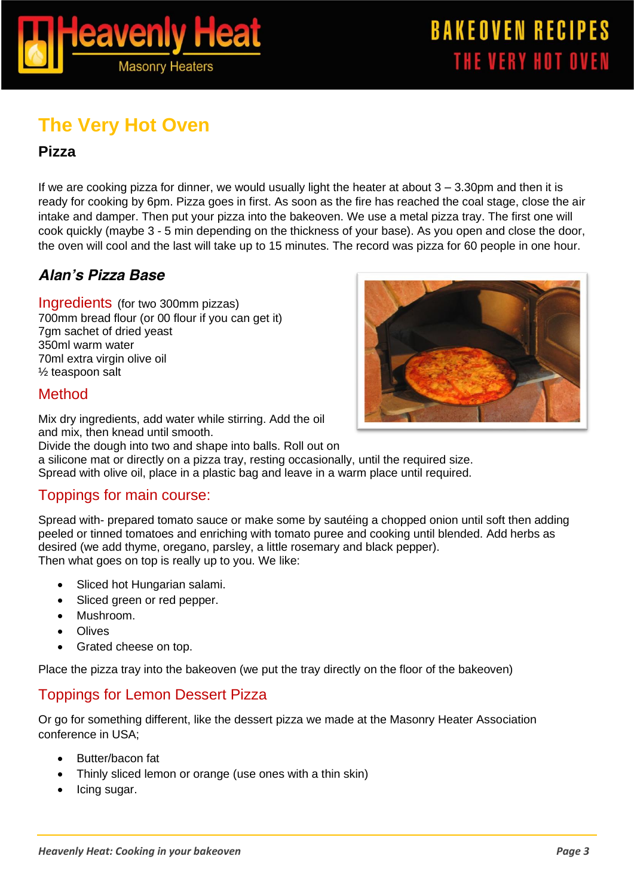# The Very Hot Oven

## Pizza

If we are cooking pizza for dinner, we would usually light the heater at about 3 – 3.30pm and then it is ready for cooking by 6pm. Pizza goes in first. As soon as the fire has reached the coal stage, close the air intake and damper. Then put your pizza into the bakeoven. We use a metal pizza tray. The first one will cook quickly (maybe 3 - 5 min depending on the thickness of your base). As you open and close the door, the oven will cool and the last will take up to 15 minutes. The record was pizza for 60 people in one hour.

### *Alan's Pizza Base*

**Ingredients** (for two 300mm pizzas)
700mm bread flour (or 00 flour if you can get it)
7gm sachet of dried yeast
350ml warm water
70ml extra virgin olive oil
½ teaspoon salt

**Method**

Mix dry ingredients, add water while stirring. Add the oil and mix, then knead until smooth.
Divide the dough into two and shape into balls. Roll out on a silicone mat or directly on a pizza tray, resting occasionally, until the required size.
Spread with olive oil, place in a plastic bag and leave in a warm place until required.

### Toppings for main course:

Spread with- prepared tomato sauce or make some by sautéing a chopped onion until soft then adding peeled or tinned tomatoes and enriching with tomato puree and cooking until blended. Add herbs as desired (we add thyme, oregano, parsley, a little rosemary and black pepper).
Then what goes on top is really up to you. We like:

- Sliced hot Hungarian salami.
- Sliced green or red pepper.
- Mushroom.
- Olives
- Grated cheese on top.

Place the pizza tray into the bakeoven (we put the tray directly on the floor of the bakeoven)

### Toppings for Lemon Dessert Pizza

Or go for something different, like the dessert pizza we made at the Masonry Heater Association conference in USA;

- Butter/bacon fat
- Thinly sliced lemon or orange (use ones with a thin skin)
- Icing sugar.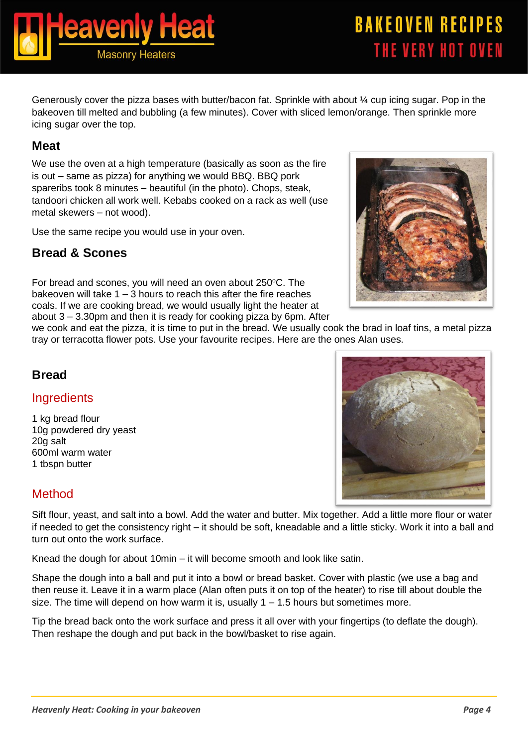Generously cover the pizza bases with butter/bacon fat. Sprinkle with about ¼ cup icing sugar. Pop in the bakeoven till melted and bubbling (a few minutes). Cover with sliced lemon/orange. Then sprinkle more icing sugar over the top.

## Meat

We use the oven at a high temperature (basically as soon as the fire is out – same as pizza) for anything we would BBQ. BBQ pork spareribs took 8 minutes – beautiful (in the photo). Chops, steak, tandoori chicken all work well. Kebabs cooked on a rack as well (use metal skewers – not wood).

Use the same recipe you would use in your oven.

## Bread & Scones

For bread and scones, you will need an oven about 250°C. The bakeoven will take 1 – 3 hours to reach this after the fire reaches coals. If we are cooking bread, we would usually light the heater at about 3 – 3.30pm and then it is ready for cooking pizza by 6pm. After we cook and eat the pizza, it is time to put in the bread. We usually cook the brad in loaf tins, a metal pizza tray or terracotta flower pots. Use your favourite recipes. Here are the ones Alan uses.

## Bread

### Ingredients

1 kg bread flour
10g powdered dry yeast
20g salt
600ml warm water
1 tbspn butter

### Method

Sift flour, yeast, and salt into a bowl. Add the water and butter. Mix together. Add a little more flour or water if needed to get the consistency right – it should be soft, kneadable and a little sticky. Work it into a ball and turn out onto the work surface.

Knead the dough for about 10min – it will become smooth and look like satin.

Shape the dough into a ball and put it into a bowl or bread basket. Cover with plastic (we use a bag and then reuse it. Leave it in a warm place (Alan often puts it on top of the heater) to rise till about double the size. The time will depend on how warm it is, usually 1 – 1.5 hours but sometimes more.

Tip the bread back onto the work surface and press it all over with your fingertips (to deflate the dough). Then reshape the dough and put back in the bowl/basket to rise again.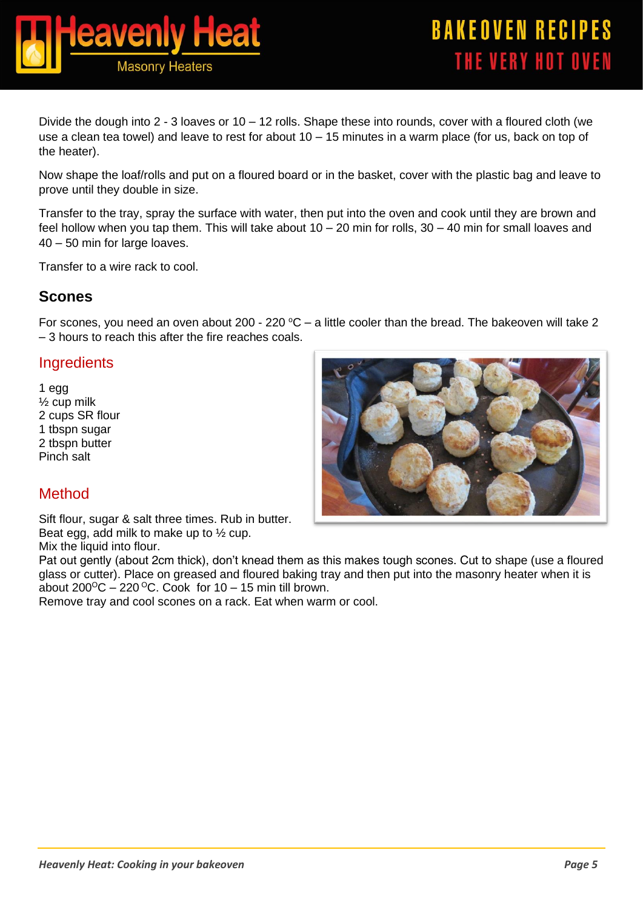Divide the dough into 2 - 3 loaves or 10 – 12 rolls. Shape these into rounds, cover with a floured cloth (we use a clean tea towel) and leave to rest for about 10 – 15 minutes in a warm place (for us, back on top of the heater).

Now shape the loaf/rolls and put on a floured board or in the basket, cover with the plastic bag and leave to prove until they double in size.

Transfer to the tray, spray the surface with water, then put into the oven and cook until they are brown and feel hollow when you tap them. This will take about 10 – 20 min for rolls, 30 – 40 min for small loaves and 40 – 50 min for large loaves.

Transfer to a wire rack to cool.

## Scones

For scones, you need an oven about 200 - 220 ºC – a little cooler than the bread. The bakeoven will take 2 – 3 hours to reach this after the fire reaches coals.

### Ingredients

1 egg
½ cup milk
2 cups SR flour
1 tbspn sugar
2 tbspn butter
Pinch salt

### Method

Sift flour, sugar & salt three times. Rub in butter.
Beat egg, add milk to make up to ½ cup.
Mix the liquid into flour.
Pat out gently (about 2cm thick), don't knead them as this makes tough scones. Cut to shape (use a floured glass or cutter). Place on greased and floured baking tray and then put into the masonry heater when it is about 200ºC – 220ºC. Cook for 10 – 15 min till brown.
Remove tray and cool scones on a rack. Eat when warm or cool.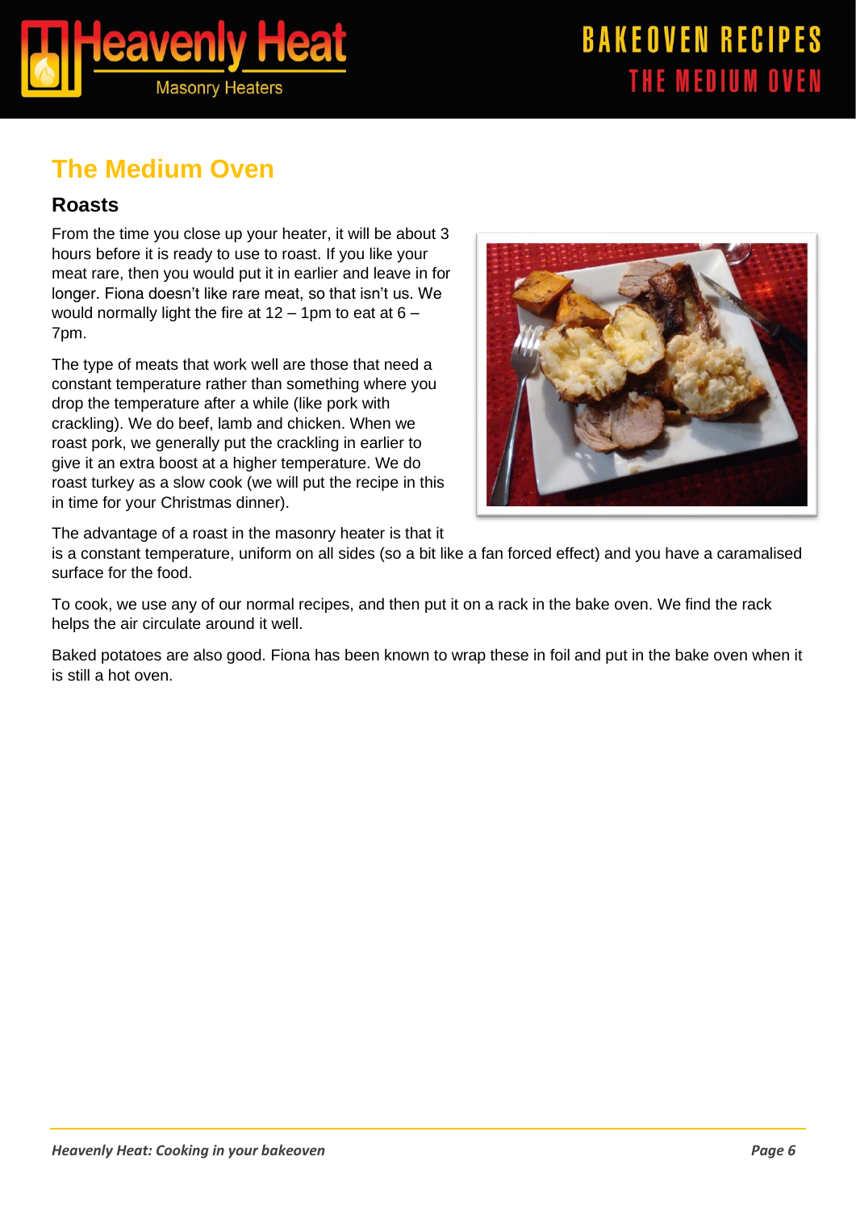# The Medium Oven

## Roasts

From the time you close up your heater, it will be about 3 hours before it is ready to use to roast. If you like your meat rare, then you would put it in earlier and leave in for longer. Fiona doesn't like rare meat, so that isn't us. We would normally light the fire at 12 – 1pm to eat at 6 – 7pm.

The type of meats that work well are those that need a constant temperature rather than something where you drop the temperature after a while (like pork with crackling). We do beef, lamb and chicken. When we roast pork, we generally put the crackling in earlier to give it an extra boost at a higher temperature. We do roast turkey as a slow cook (we will put the recipe in this in time for your Christmas dinner).

The advantage of a roast in the masonry heater is that it is a constant temperature, uniform on all sides (so a bit like a fan forced effect) and you have a caramalised surface for the food.

To cook, we use any of our normal recipes, and then put it on a rack in the bake oven. We find the rack helps the air circulate around it well.

Baked potatoes are also good. Fiona has been known to wrap these in foil and put in the bake oven when it is still a hot oven.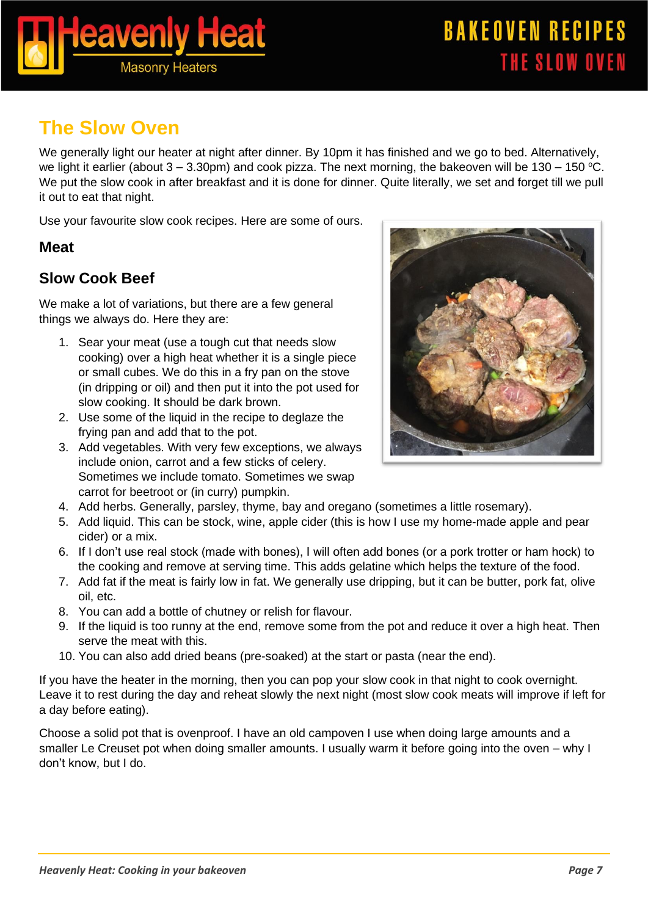## The Slow Oven

We generally light our heater at night after dinner. By 10pm it has finished and we go to bed. Alternatively, we light it earlier (about 3 – 3.30pm) and cook pizza. The next morning, the bakeoven will be 130 – 150 $^{o}$C. We put the slow cook in after breakfast and it is done for dinner. Quite literally, we set and forget till we pull it out to eat that night.

Use your favourite slow cook recipes. Here are some of ours.

### Meat

### Slow Cook Beef

We make a lot of variations, but there are a few general things we always do. Here they are:

1. Sear your meat (use a tough cut that needs slow cooking) over a high heat whether it is a single piece or small cubes. We do this in a fry pan on the stove (in dripping or oil) and then put it into the pot used for slow cooking. It should be dark brown.
2. Use some of the liquid in the recipe to deglaze the frying pan and add that to the pot.
3. Add vegetables. With very few exceptions, we always include onion, carrot and a few sticks of celery. Sometimes we include tomato. Sometimes we swap carrot for beetroot or (in curry) pumpkin.
4. Add herbs. Generally, parsley, thyme, bay and oregano (sometimes a little rosemary).
5. Add liquid. This can be stock, wine, apple cider (this is how I use my home-made apple and pear cider) or a mix.
6. If I don't use real stock (made with bones), I will often add bones (or a pork trotter or ham hock) to the cooking and remove at serving time. This adds gelatine which helps the texture of the food.
7. Add fat if the meat is fairly low in fat. We generally use dripping, but it can be butter, pork fat, olive oil, etc.
8. You can add a bottle of chutney or relish for flavour.
9. If the liquid is too runny at the end, remove some from the pot and reduce it over a high heat. Then serve the meat with this.
10. You can also add dried beans (pre-soaked) at the start or pasta (near the end).

If you have the heater in the morning, then you can pop your slow cook in that night to cook overnight. Leave it to rest during the day and reheat slowly the next night (most slow cook meats will improve if left for a day before eating).

Choose a solid pot that is ovenproof. I have an old campoven I use when doing large amounts and a smaller Le Creuset pot when doing smaller amounts. I usually warm it before going into the oven – why I don't know, but I do.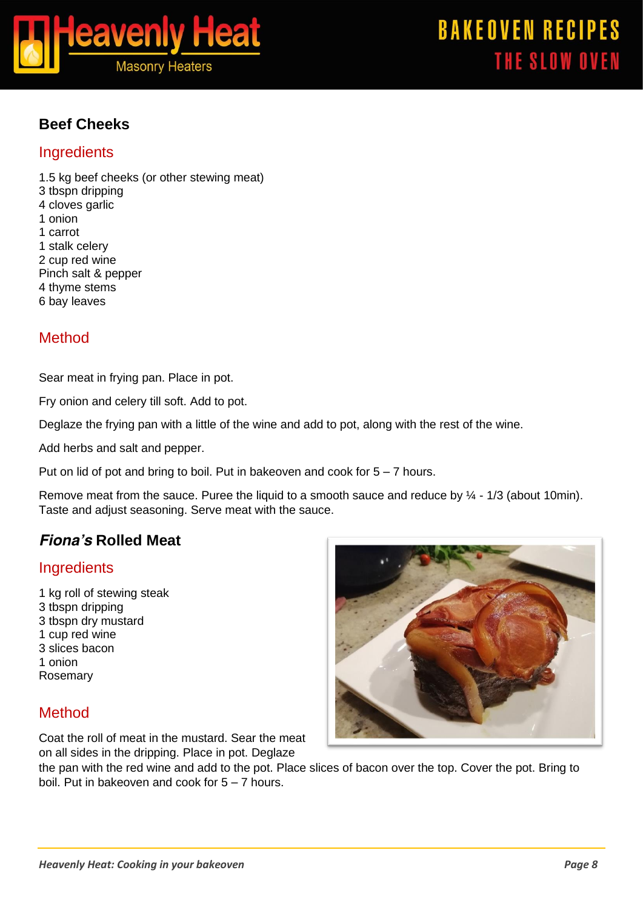## Beef Cheeks

### Ingredients

1.5 kg beef cheeks (or other stewing meat)
3 tbspn dripping
4 cloves garlic
1 onion
1 carrot
1 stalk celery
2 cup red wine
Pinch salt & pepper
4 thyme stems
6 bay leaves

### Method

Sear meat in frying pan. Place in pot.

Fry onion and celery till soft. Add to pot.

Deglaze the frying pan with a little of the wine and add to pot, along with the rest of the wine.

Add herbs and salt and pepper.

Put on lid of pot and bring to boil. Put in bakeoven and cook for 5 – 7 hours.

Remove meat from the sauce. Puree the liquid to a smooth sauce and reduce by ¼ - 1/3 (about 10min). Taste and adjust seasoning. Serve meat with the sauce.

## *Fiona's* Rolled Meat

### Ingredients

1 kg roll of stewing steak
3 tbspn dripping
3 tbspn dry mustard
1 cup red wine
3 slices bacon
1 onion
Rosemary

### Method

Coat the roll of meat in the mustard. Sear the meat on all sides in the dripping. Place in pot. Deglaze the pan with the red wine and add to the pot. Place slices of bacon over the top. Cover the pot. Bring to boil. Put in bakeoven and cook for 5 – 7 hours.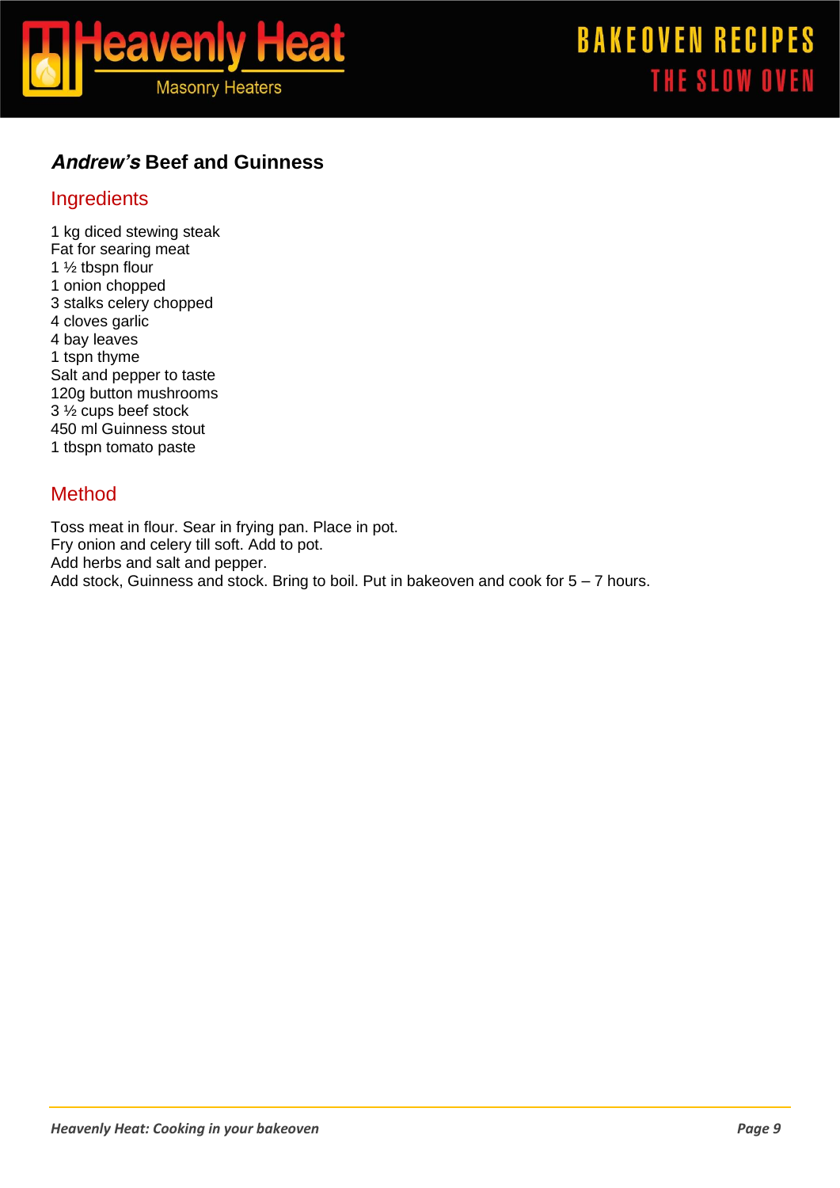## *Andrew's* Beef and Guinness

### Ingredients

1 kg diced stewing steak
Fat for searing meat
1 ½ tbspn flour
1 onion chopped
3 stalks celery chopped
4 cloves garlic
4 bay leaves
1 tspn thyme
Salt and pepper to taste
120g button mushrooms
3 ½ cups beef stock
450 ml Guinness stout
1 tbspn tomato paste

### Method

Toss meat in flour. Sear in frying pan. Place in pot.
Fry onion and celery till soft. Add to pot.
Add herbs and salt and pepper.
Add stock, Guinness and stock. Bring to boil. Put in bakeoven and cook for 5 – 7 hours.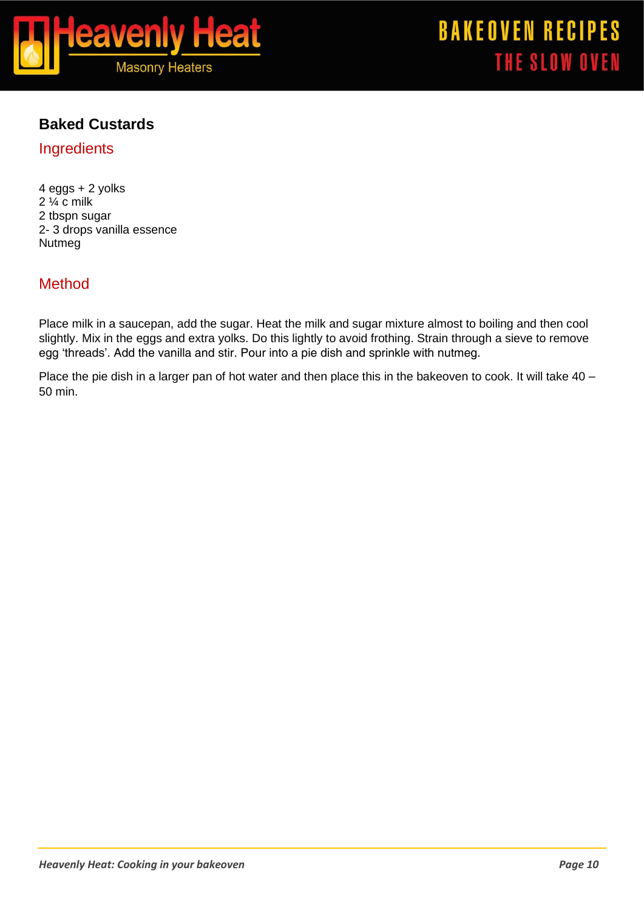## Baked Custards

### Ingredients

4 eggs + 2 yolks
2 ¼ c milk
2 tbspn sugar
2- 3 drops vanilla essence
Nutmeg

### Method

Place milk in a saucepan, add the sugar. Heat the milk and sugar mixture almost to boiling and then cool slightly. Mix in the eggs and extra yolks. Do this lightly to avoid frothing. Strain through a sieve to remove egg 'threads'. Add the vanilla and stir. Pour into a pie dish and sprinkle with nutmeg.

Place the pie dish in a larger pan of hot water and then place this in the bakeoven to cook. It will take 40 – 50 min.